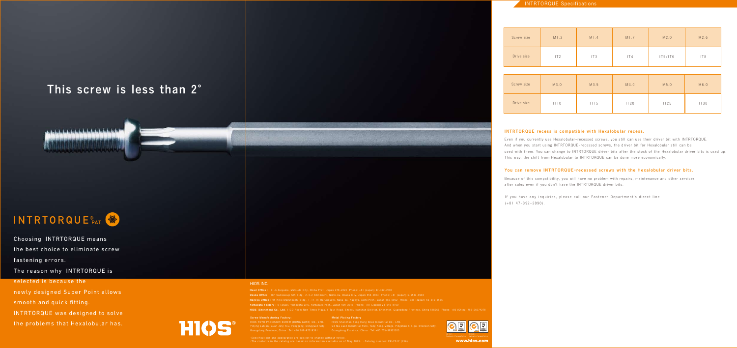# This screw is less than 2°

## INTRTORQUE® PAT.

Choosing INTRTORQUE means the best choice to eliminate screw fastening errors.
The reason why INTRTORQUE is selected is because the newly designed Super Point allows smooth and quick fitting.
INTRTORQUE was designed to solve the problems that Hexalobular has.

HIOS®

### HIOS INC.

**Head Office** : 111-6 Akiyama, Matsudo City, Chiba Pref., Japan 270-2223 Phone: +81 (Japan) 47-392-2901

**Osaka Office** : 18F Namiwaayi SIA Bldg., 2-4-2 Shinmachi, Nishi-ku, Osaka City, Japan 550-0013 Phone: +81 (Japan) 6-6533-0965

**Nagoya Office** : 9F Kiire Marunouchi Bldg., 1-17-19 Marunouchi, Naka-ku, Nagoya, Aichi Pref., Japan 460-0002 Phone: +81 (Japan) 52-219-5566

**Yamagata Factory** : 5 Takagi, Yamagata City, Yamagata Pref., Japan 990-2346 Phone: +81 (Japan) 23-645-0100

**HIOS (Shenzhen) Co., Ltd.** 11CD Room New Times Plaza 1 Taizi Road, Shekou Nanshan District, Shenzhen, Guangdong Province, China 518067 Phone: +86 (China) 755-26674279

**Screw Manufacturing Factory:**
HIOS TOYO PRECISION SCREW (DONG GUAN) CO., LTD.
Yinjing Lubian, Guan Jing Tou, Fenggang, Dongguan City, Guangdong Province, China Tel +86 769-87510261

**Metal Plating Factory**
HIOS Shenzhen Sang Hong Shen Industrial CO., LTD.
C3 Ma Luan Industrial Park, Tang Keng-Village, Pingzhen Xin-gu, Shenzhen City, Guangdong Province, China Tel +86 755-89923255

Specifications and appearance are subject to change without notice.
The contents in the catalog are based on information available as of May 2013. · Catalog number: EK-F017 (10K)

www.hios.com

## INTRTORQUE Specifications

| Screw size | M1.2 | M1.4 | M1.7 | M2.0 | M2.6 |
|---|---|---|---|---|---|
| Drive size | IT2 | IT3 | IT4 | IT5/IT6 | IT8 |

| Screw size | M3.0 | M3.5 | M4.0 | M5.0 | M6.0 |
|---|---|---|---|---|---|
| Drive size | IT10 | IT15 | IT20 | IT25 | IT30 |

### INTRTORQUE recess is compatible with Hexalobular recess.

Even if you currently use Hexalobular-recessed screws, you still can use their driver bit with INTRTORQUE. And when you start using INTRTORQUE-recessed screws, the driver bit for Hexalobular still can be used with them. You can change to INTRTORQUE driver bits after the stock of the Hexalobular driver bits is used up. This way, the shift from Hexalobular to INTRTORQUE can be done more economically.

### You can remove INTRTORQUE-recessed screws with the Hexalobular driver bits.

Because of this compatibility, you will have no problem with repairs, maintenance and other services after sales even if you don't have the INTRTORQUE driver bits.

If you have any inquiries, please call our Fastener Department's direct line (+81 47-392-2090).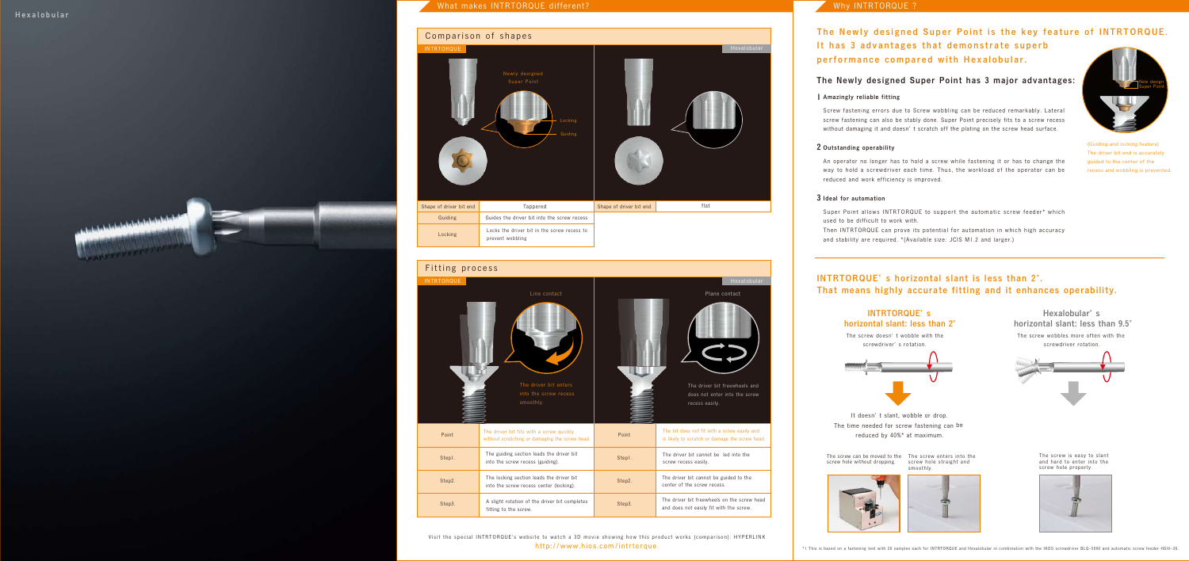Hexalobular

## What makes INTRTORQUE different?

### Comparison of shapes

INTRTORQUE

Newly designed Super Point

Locking

Guiding

Hexalobular

| INTRTORQUE | | Hexalobular | |
|---|---|---|---|
| Shape of driver bit end | Tappered | Shape of driver bit end | flat |
| Guiding | Guides the driver bit into the screw recess | | |
| Locking | Locks the driver bit in the screw recess to prevent wobbling | | |

### Fitting process

INTRTORQUE

Line contact

The driver bit enters into the screw recess smoothly.

Hexalobular

Plane contact

The driver bit freewheels and does not enter into the screw recess easily.

| INTRTORQUE | | Hexalobular | |
|---|---|---|---|
| Point | The driver bit fits with a screw quickly without scratching or damaging the screw head. | Point | The bit does not fit with a screw easily and is likely to scratch or damage the screw head. |
| Step1. | The guiding section leads the driver bit into the screw recess (guiding). | Step1. | The driver bit cannot be led into the screw recess easily. |
| Step2. | The locking section leads the driver bit into the screw recess center (locking). | Step2. | The driver bit cannot be guided to the center of the screw recess. |
| Step3. | A slight rotation of the driver bit completes fitting to the screw. | Step3. | The driver bit freewheels on the screw head and does not easily fit with the screw. |

Visit the special INTRTORQUE's website to watch a 3D movie showing how this product works (comparison): HYPERLINK
http://www.hios.com/intrtorque

## Why INTRTORQUE ?

### The Newly designed Super Point is the key feature of INTRTORQUE. It has 3 advantages that demonstrate superb performance compared with Hexalobular.

New design Super Point

(Guiding and locking feature) The driver bit end is accurately guided to the center of the recess and wobbling is prevented.

### The Newly designed Super Point has 3 major advantages:

**1 Amazingly reliable fitting**

Screw fastening errors due to Screw wobbling can be reduced remarkably. Lateral screw fastening can also be stably done. Super Point precisely fits to a screw recess without damaging it and doesn' t scratch off the plating on the screw head surface.

**2 Outstanding operability**

An operator no longer has to hold a screw while fastening it or has to change the way to hold a screwdriver each time. Thus, the workload of the operator can be reduced and work efficiency is improved.

**3 Ideal for automation**

Super Point allows INTRTORQUE to support the automatic screw feeder* which used to be difficult to work with.
Then INTRTORQUE can prove its potential for automation in which high accuracy and stability are required. *(Available size: JCIS M1.2 and larger.)

### INTRTORQUE' s horizontal slant is less than 2°. That means highly accurate fitting and it enhances operability.

**INTRTORQUE' s horizontal slant: less than 2°**

The screw doesn' t wobble with the screwdriver' s rotation.

It doesn' t slant, wobble or drop.
The time needed for screw fastening can be reduced by 40%* at maximum.

The screw can be moved to the screw hole without dropping.

The screw enters into the screw hole straight and smoothly.

**Hexalobular' s horizontal slant: less than 9.5°**

The screw wobbles more often with the screwdriver rotation.

The screw is easy to slant and hard to enter into the screw hole properly.

*1 This is based on a fastening test with 20 samples each for INTRTORQUE and Hexalobular in combination with the HIOS screwdriver BLQ-5000 and automatic screw feeder HS10-20.